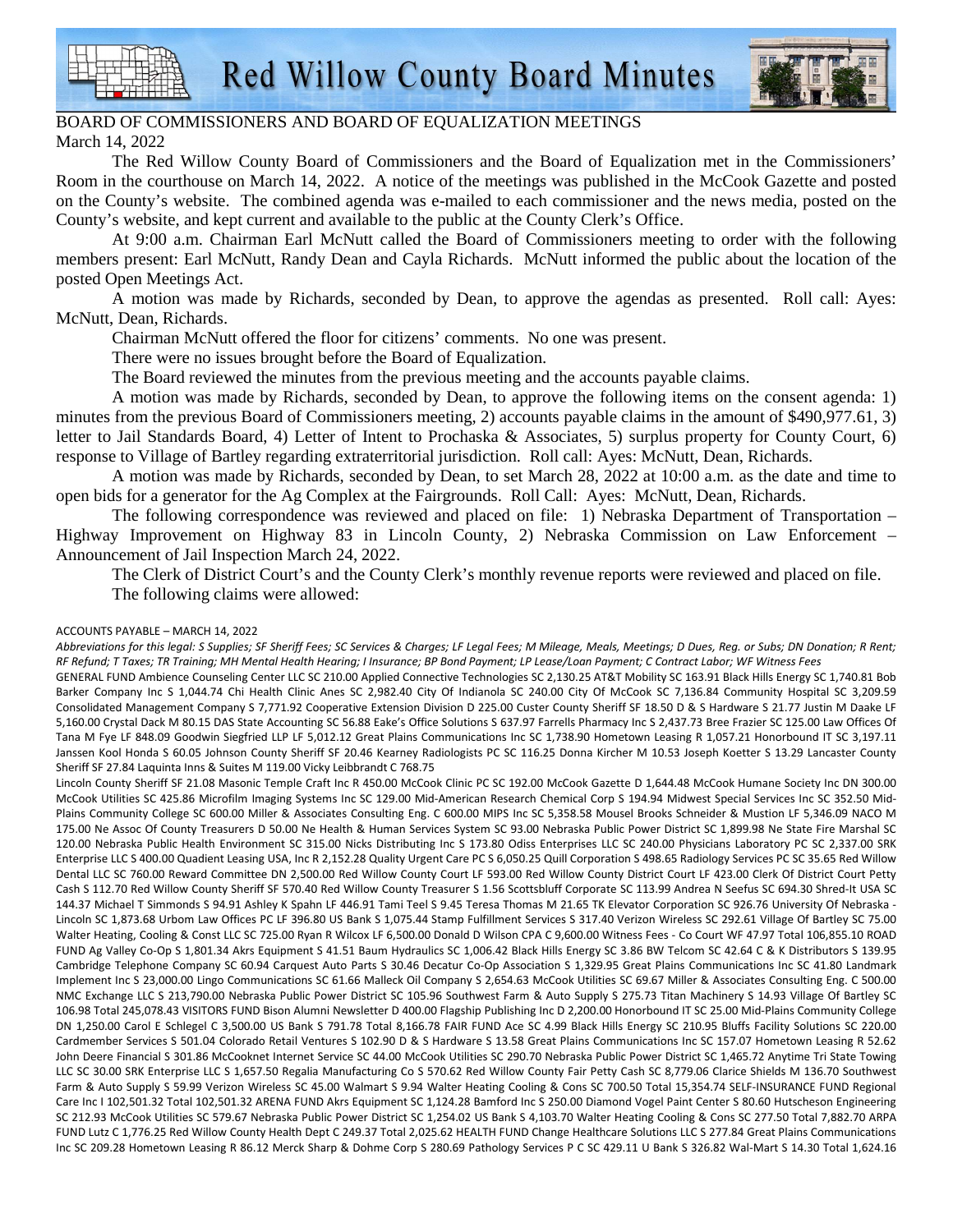# Red Willow County Board Minutes

BOARD OF COMMISSIONERS AND BOARD OF EQUALIZATION MEETINGS
March 14, 2022

The Red Willow County Board of Commissioners and the Board of Equalization met in the Commissioners' Room in the courthouse on March 14, 2022. A notice of the meetings was published in the McCook Gazette and posted on the County's website. The combined agenda was e-mailed to each commissioner and the news media, posted on the County's website, and kept current and available to the public at the County Clerk's Office.

At 9:00 a.m. Chairman Earl McNutt called the Board of Commissioners meeting to order with the following members present: Earl McNutt, Randy Dean and Cayla Richards. McNutt informed the public about the location of the posted Open Meetings Act.

A motion was made by Richards, seconded by Dean, to approve the agendas as presented. Roll call: Ayes: McNutt, Dean, Richards.

Chairman McNutt offered the floor for citizens' comments. No one was present.

There were no issues brought before the Board of Equalization.

The Board reviewed the minutes from the previous meeting and the accounts payable claims.

A motion was made by Richards, seconded by Dean, to approve the following items on the consent agenda: 1) minutes from the previous Board of Commissioners meeting, 2) accounts payable claims in the amount of $490,977.61, 3) letter to Jail Standards Board, 4) Letter of Intent to Prochaska & Associates, 5) surplus property for County Court, 6) response to Village of Bartley regarding extraterritorial jurisdiction. Roll call: Ayes: McNutt, Dean, Richards.

A motion was made by Richards, seconded by Dean, to set March 28, 2022 at 10:00 a.m. as the date and time to open bids for a generator for the Ag Complex at the Fairgrounds. Roll Call: Ayes: McNutt, Dean, Richards.

The following correspondence was reviewed and placed on file: 1) Nebraska Department of Transportation – Highway Improvement on Highway 83 in Lincoln County, 2) Nebraska Commission on Law Enforcement – Announcement of Jail Inspection March 24, 2022.

The Clerk of District Court's and the County Clerk's monthly revenue reports were reviewed and placed on file.

The following claims were allowed:

ACCOUNTS PAYABLE – MARCH 14, 2022

*Abbreviations for this legal: S Supplies; SF Sheriff Fees; SC Services & Charges; LF Legal Fees; M Mileage, Meals, Meetings; D Dues, Reg. or Subs; DN Donation; R Rent; RF Refund; T Taxes; TR Training; MH Mental Health Hearing; I Insurance; BP Bond Payment; LP Lease/Loan Payment; C Contract Labor; WF Witness Fees*

GENERAL FUND Ambience Counseling Center LLC SC 210.00 Applied Connective Technologies SC 2,130.25 AT&T Mobility SC 163.91 Black Hills Energy SC 1,740.81 Bob Barker Company Inc S 1,044.74 Chi Health Clinic Anes SC 2,982.40 City Of Indianola SC 240.00 City Of McCook SC 7,136.84 Community Hospital SC 3,209.59 Consolidated Management Company S 7,771.92 Cooperative Extension Division D 225.00 Custer County Sheriff SF 18.50 D & S Hardware S 21.77 Justin M Daake LF 5,160.00 Crystal Dack M 80.15 DAS State Accounting SC 56.88 Eake's Office Solutions S 637.97 Farrells Pharmacy Inc S 2,437.73 Bree Frazier SC 125.00 Law Offices Of Tana M Fye LF 848.09 Goodwin Siegfried LLP LF 5,012.12 Great Plains Communications Inc SC 1,738.90 Hometown Leasing R 1,057.21 Honorbound IT SC 3,197.11 Janssen Kool Honda S 60.05 Johnson County Sheriff SF 20.46 Kearney Radiologists PC SC 116.25 Donna Kircher M 10.53 Joseph Koetter S 13.29 Lancaster County Sheriff SF 27.84 Laquinta Inns & Suites M 119.00 Vicky Leibbrandt C 768.75

Lincoln County Sheriff SF 21.08 Masonic Temple Craft Inc R 450.00 McCook Clinic PC SC 192.00 McCook Gazette D 1,644.48 McCook Humane Society Inc DN 300.00 McCook Utilities SC 425.86 Microfilm Imaging Systems Inc SC 129.00 Mid-American Research Chemical Corp S 194.94 Midwest Special Services Inc SC 352.50 Mid-Plains Community College SC 600.00 Miller & Associates Consulting Eng. C 600.00 MIPS Inc SC 5,358.58 Mousel Brooks Schneider & Mustion LF 5,346.09 NACO M 175.00 Ne Assoc Of County Treasurers D 50.00 Ne Health & Human Services System SC 93.00 Nebraska Public Power District SC 1,899.98 Ne State Fire Marshal SC 120.00 Nebraska Public Health Environment SC 315.00 Nicks Distributing Inc S 173.80 Odiss Enterprises LLC SC 240.00 Physicians Laboratory PC SC 2,337.00 SRK Enterprise LLC S 400.00 Quadient Leasing USA, Inc R 2,152.28 Quality Urgent Care PC S 6,050.25 Quill Corporation S 498.65 Radiology Services PC SC 35.65 Red Willow Dental LLC SC 760.00 Reward Committee DN 2,500.00 Red Willow County Court LF 593.00 Red Willow County District Court LF 423.00 Clerk Of District Court Petty Cash S 112.70 Red Willow County Sheriff SF 570.40 Red Willow County Treasurer S 1.56 Scottsbluff Corporate SC 113.99 Andrea N Seefus SC 694.30 Shred-It USA SC 144.37 Michael T Simmonds S 94.91 Ashley K Spahn LF 446.91 Tami Teel S 9.45 Teresa Thomas M 21.65 TK Elevator Corporation SC 926.76 University Of Nebraska - Lincoln SC 1,873.68 Urbom Law Offices PC LF 396.80 US Bank S 1,075.44 Stamp Fulfillment Services S 317.40 Verizon Wireless SC 292.61 Village Of Bartley SC 75.00 Walter Heating, Cooling & Const LLC SC 725.00 Ryan R Wilcox LF 6,500.00 Donald D Wilson CPA C 9,600.00 Witness Fees - Co Court WF 47.97 Total 106,855.10 ROAD FUND Ag Valley Co-Op S 1,801.34 Akrs Equipment S 41.51 Baum Hydraulics SC 1,006.42 Black Hills Energy SC 3.86 BW Telcom SC 42.64 C & K Distributors S 139.95 Cambridge Telephone Company SC 60.94 Carquest Auto Parts S 30.46 Decatur Co-Op Association S 1,329.95 Great Plains Communications Inc SC 41.80 Landmark Implement Inc S 23,000.00 Lingo Communications SC 61.66 Malleck Oil Company S 2,654.63 McCook Utilities SC 69.67 Miller & Associates Consulting Eng. C 500.00 NMC Exchange LLC S 213,790.00 Nebraska Public Power District SC 105.96 Southwest Farm & Auto Supply S 275.73 Titan Machinery S 14.93 Village Of Bartley SC 106.98 Total 245,078.43 VISITORS FUND Bison Alumni Newsletter D 400.00 Flagship Publishing Inc D 2,200.00 Honorbound IT SC 25.00 Mid-Plains Community College DN 1,250.00 Carol E Schlegel C 3,500.00 US Bank S 791.78 Total 8,166.78 FAIR FUND Ace SC 4.99 Black Hills Energy SC 210.95 Bluffs Facility Solutions SC 220.00 Cardmember Services S 501.04 Colorado Retail Ventures S 102.90 D & S Hardware S 13.58 Great Plains Communications Inc SC 157.07 Hometown Leasing R 52.62 John Deere Financial S 301.86 McCooknet Internet Service SC 44.00 McCook Utilities SC 290.70 Nebraska Public Power District SC 1,465.72 Anytime Tri State Towing LLC SC 30.00 SRK Enterprise LLC S 1,657.50 Regalia Manufacturing Co S 570.62 Red Willow County Fair Petty Cash SC 8,779.06 Clarice Shields M 136.70 Southwest Farm & Auto Supply S 59.99 Verizon Wireless SC 45.00 Walmart S 9.94 Walter Heating Cooling & Cons SC 700.50 Total 15,354.74 SELF-INSURANCE FUND Regional Care Inc I 102,501.32 Total 102,501.32 ARENA FUND Akrs Equipment SC 1,124.28 Bamford Inc S 250.00 Diamond Vogel Paint Center S 80.60 Hutschesn Engineering SC 212.93 McCook Utilities SC 579.67 Nebraska Public Power District SC 1,254.02 US Bank S 4,103.70 Walter Heating Cooling & Cons SC 277.50 Total 7,882.70 ARPA FUND Lutz C 1,776.25 Red Willow County Health Dept C 249.37 Total 2,025.62 HEALTH FUND Change Healthcare Solutions LLC S 277.84 Great Plains Communications Inc SC 209.28 Hometown Leasing R 86.12 Merck Sharp & Dohme Corp S 280.69 Pathology Services P C SC 429.11 U Bank S 326.82 Wal-Mart S 14.30 Total 1,624.16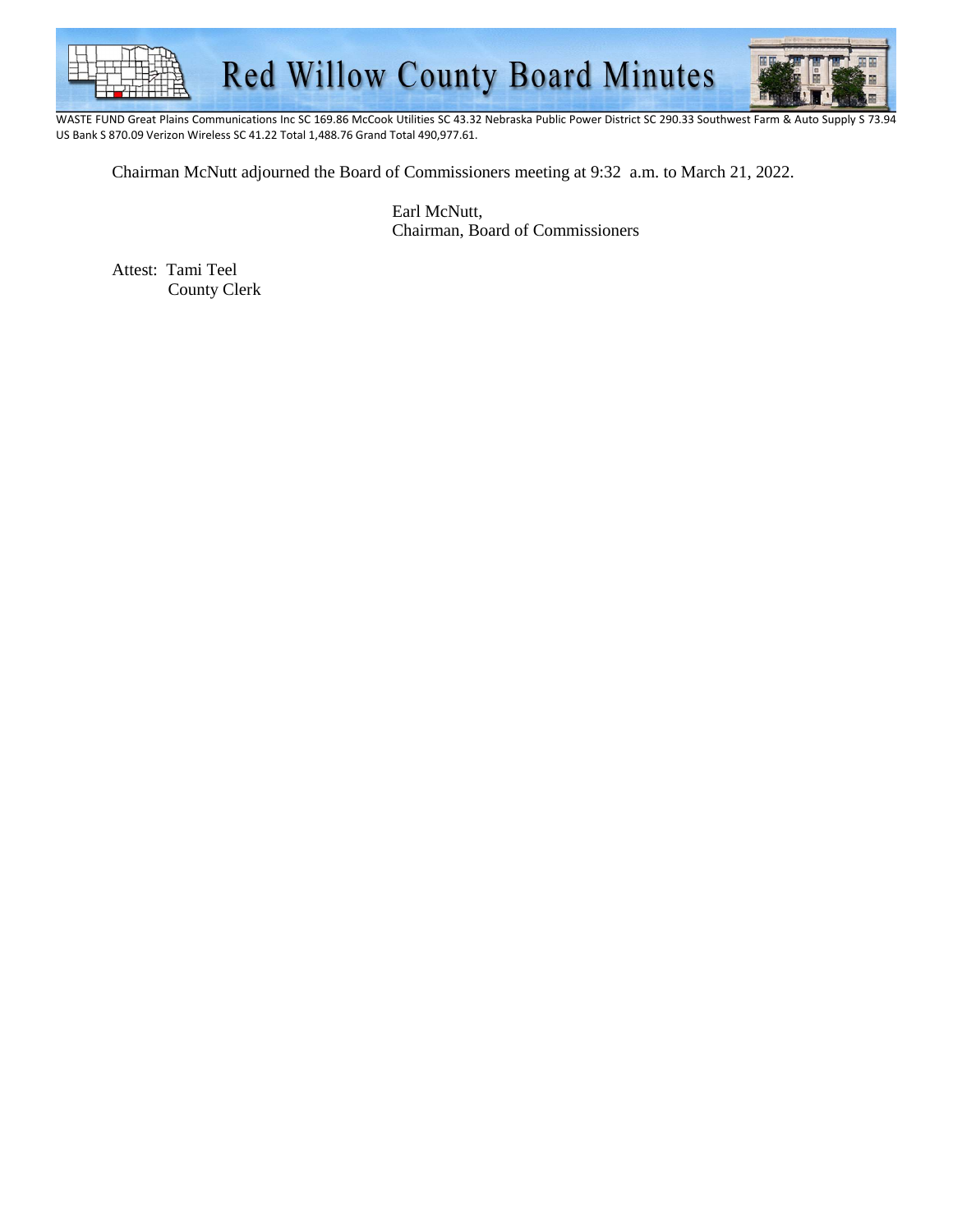WASTE FUND Great Plains Communications Inc SC 169.86 McCook Utilities SC 43.32 Nebraska Public Power District SC 290.33 Southwest Farm & Auto Supply S 73.94 US Bank S 870.09 Verizon Wireless SC 41.22 Total 1,488.76 Grand Total 490,977.61.

Chairman McNutt adjourned the Board of Commissioners meeting at 9:32 a.m. to March 21, 2022.

Earl McNutt,
Chairman, Board of Commissioners

Attest: Tami Teel
County Clerk